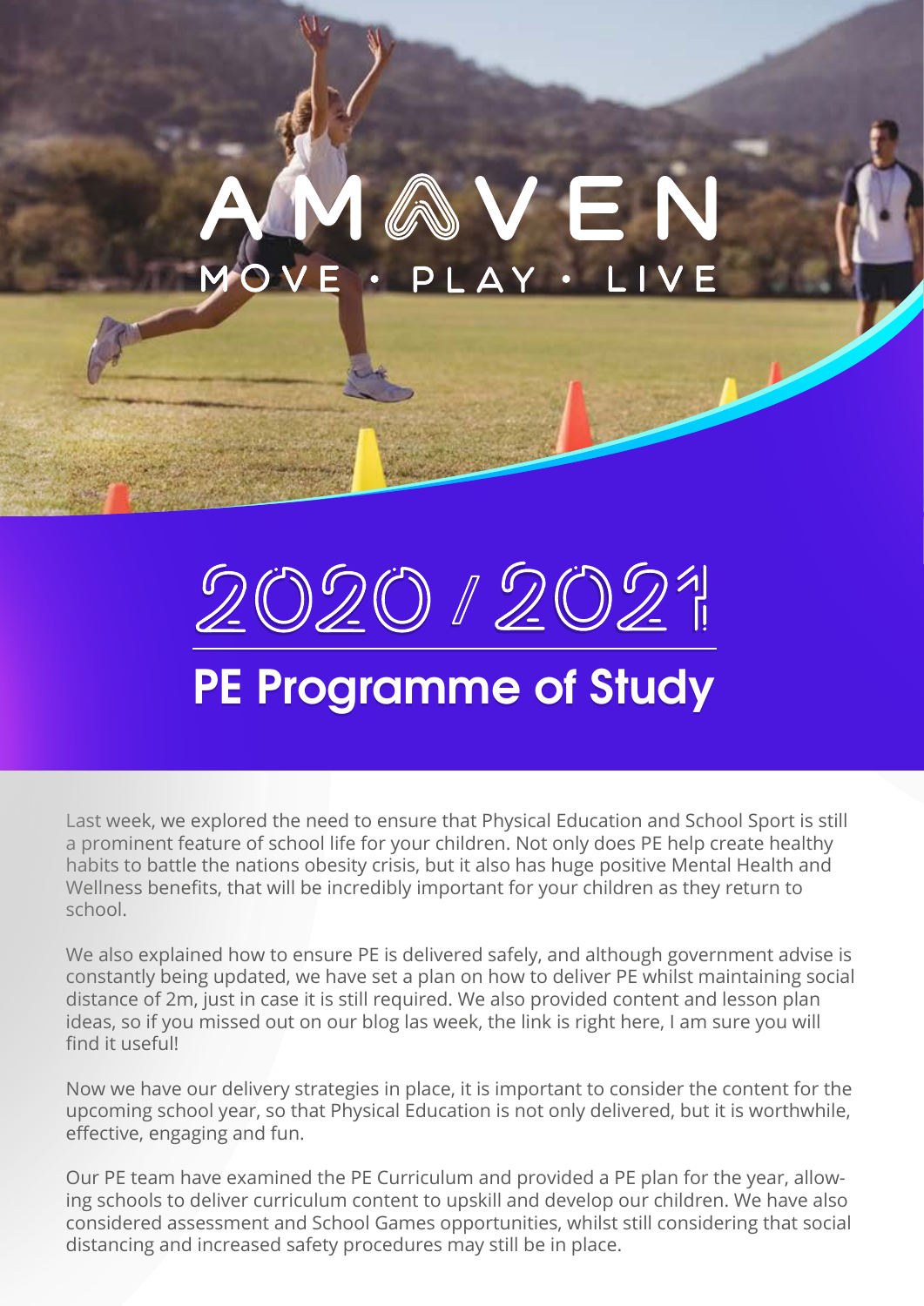AMAVEN

MOVE · PLAY · LIVE

# 2020 / 2021

## PE Programme of Study

Last week, we explored the need to ensure that Physical Education and School Sport is still a prominent feature of school life for your children. Not only does PE help create healthy habits to battle the nations obesity crisis, but it also has huge positive Mental Health and Wellness benefits, that will be incredibly important for your children as they return to school.

We also explained how to ensure PE is delivered safely, and although government advise is constantly being updated, we have set a plan on how to deliver PE whilst maintaining social distance of 2m, just in case it is still required. We also provided content and lesson plan ideas, so if you missed out on our blog las week, the link is right here, I am sure you will find it useful!

Now we have our delivery strategies in place, it is important to consider the content for the upcoming school year, so that Physical Education is not only delivered, but it is worthwhile, effective, engaging and fun.

Our PE team have examined the PE Curriculum and provided a PE plan for the year, allowing schools to deliver curriculum content to upskill and develop our children. We have also considered assessment and School Games opportunities, whilst still considering that social distancing and increased safety procedures may still be in place.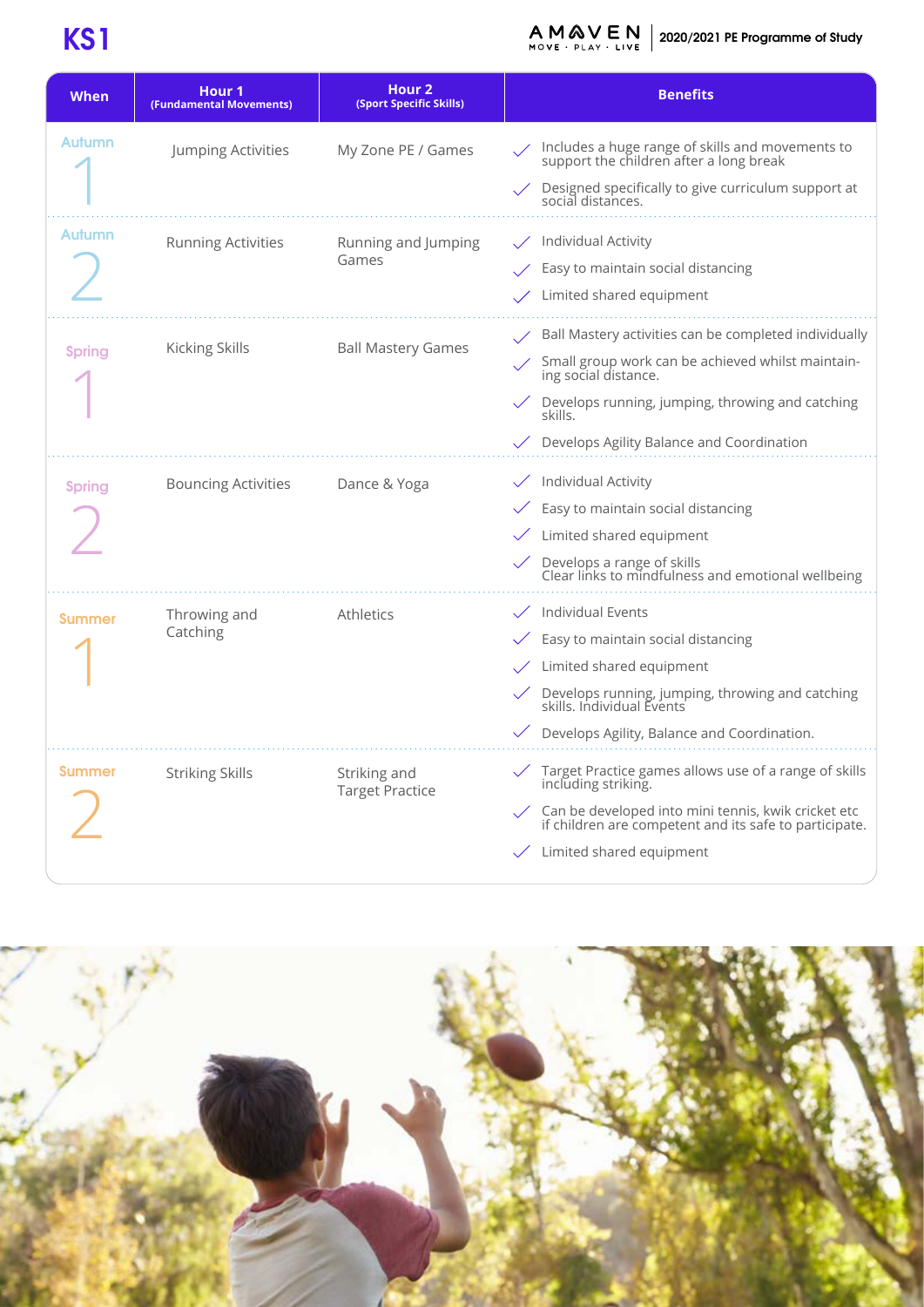# KS1

AMAVEN MOVE · PLAY · LIVE | 2020/2021 PE Programme of Study

| When | Hour 1 (Fundamental Movements) | Hour 2 (Sport Specific Skills) | Benefits |
|---|---|---|---|
| Autumn 1 | Jumping Activities | My Zone PE / Games | ✓ Includes a huge range of skills and movements to support the children after a long break<br>✓ Designed specifically to give curriculum support at social distances. |
| Autumn 2 | Running Activities | Running and Jumping Games | ✓ Individual Activity<br>✓ Easy to maintain social distancing<br>✓ Limited shared equipment |
| Spring 1 | Kicking Skills | Ball Mastery Games | ✓ Ball Mastery activities can be completed individually<br>✓ Small group work can be achieved whilst maintaining social distance.<br>✓ Develops running, jumping, throwing and catching skills.<br>✓ Develops Agility Balance and Coordination |
| Spring 2 | Bouncing Activities | Dance & Yoga | ✓ Individual Activity<br>✓ Easy to maintain social distancing<br>✓ Limited shared equipment<br>✓ Develops a range of skills Clear links to mindfulness and emotional wellbeing |
| Summer 1 | Throwing and Catching | Athletics | ✓ Individual Events<br>✓ Easy to maintain social distancing<br>✓ Limited shared equipment<br>✓ Develops running, jumping, throwing and catching skills. Individual Events<br>✓ Develops Agility, Balance and Coordination. |
| Summer 2 | Striking Skills | Striking and Target Practice | ✓ Target Practice games allows use of a range of skills including striking.<br>✓ Can be developed into mini tennis, kwik cricket etc if children are competent and its safe to participate.<br>✓ Limited shared equipment |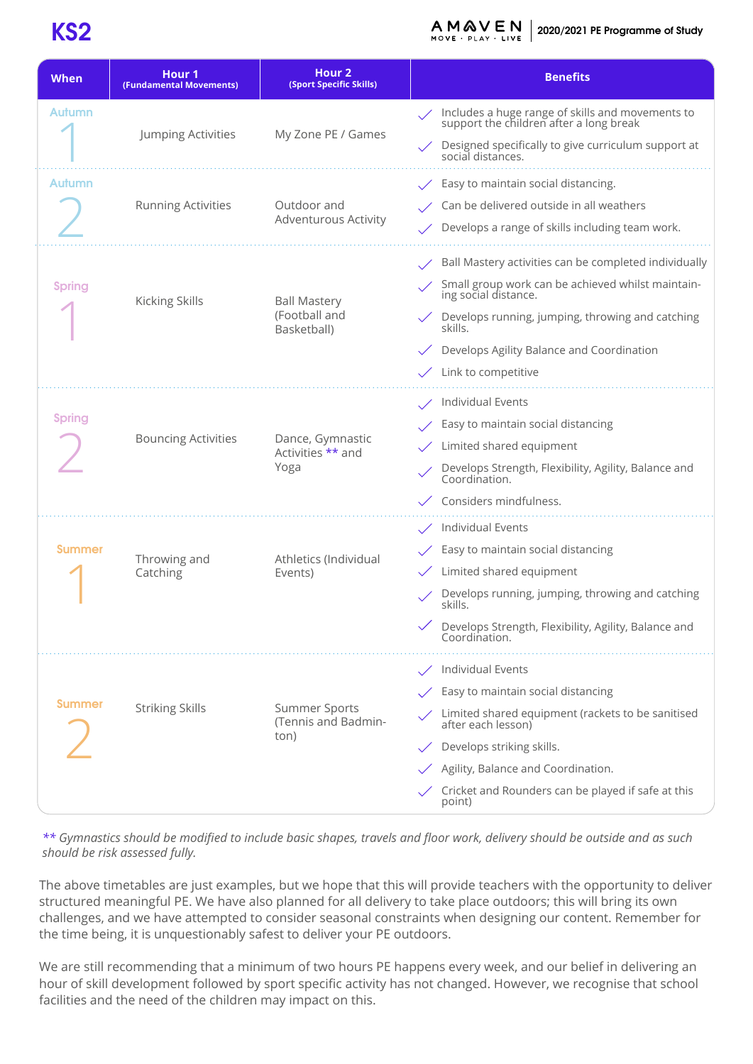# KS2

**2020/2021 PE Programme of Study**

| When | Hour 1 (Fundamental Movements) | Hour 2 (Sport Specific Skills) | Benefits |
|---|---|---|---|
| Autumn 1 | Jumping Activities | My Zone PE / Games | ✓ Includes a huge range of skills and movements to support the children after a long break<br>✓ Designed specifically to give curriculum support at social distances. |
| Autumn 2 | Running Activities | Outdoor and Adventurous Activity | ✓ Easy to maintain social distancing.<br>✓ Can be delivered outside in all weathers<br>✓ Develops a range of skills including team work. |
| Spring 1 | Kicking Skills | Ball Mastery (Football and Basketball) | ✓ Ball Mastery activities can be completed individually<br>✓ Small group work can be achieved whilst maintaining social distance.<br>✓ Develops running, jumping, throwing and catching skills.<br>✓ Develops Agility Balance and Coordination<br>✓ Link to competitive |
| Spring 2 | Bouncing Activities | Dance, Gymnastic Activities ** and Yoga | ✓ Individual Events<br>✓ Easy to maintain social distancing<br>✓ Limited shared equipment<br>✓ Develops Strength, Flexibility, Agility, Balance and Coordination.<br>✓ Considers mindfulness. |
| Summer 1 | Throwing and Catching | Athletics (Individual Events) | ✓ Individual Events<br>✓ Easy to maintain social distancing<br>✓ Limited shared equipment<br>✓ Develops running, jumping, throwing and catching skills.<br>✓ Develops Strength, Flexibility, Agility, Balance and Coordination. |
| Summer 2 | Striking Skills | Summer Sports (Tennis and Badminton) | ✓ Individual Events<br>✓ Easy to maintain social distancing<br>✓ Limited shared equipment (rackets to be sanitised after each lesson)<br>✓ Develops striking skills.<br>✓ Agility, Balance and Coordination.<br>✓ Cricket and Rounders can be played if safe at this point) |

*\*\* Gymnastics should be modified to include basic shapes, travels and floor work, delivery should be outside and as such should be risk assessed fully.*

The above timetables are just examples, but we hope that this will provide teachers with the opportunity to deliver structured meaningful PE. We have also planned for all delivery to take place outdoors; this will bring its own challenges, and we have attempted to consider seasonal constraints when designing our content. Remember for the time being, it is unquestionably safest to deliver your PE outdoors.

We are still recommending that a minimum of two hours PE happens every week, and our belief in delivering an hour of skill development followed by sport specific activity has not changed. However, we recognise that school facilities and the need of the children may impact on this.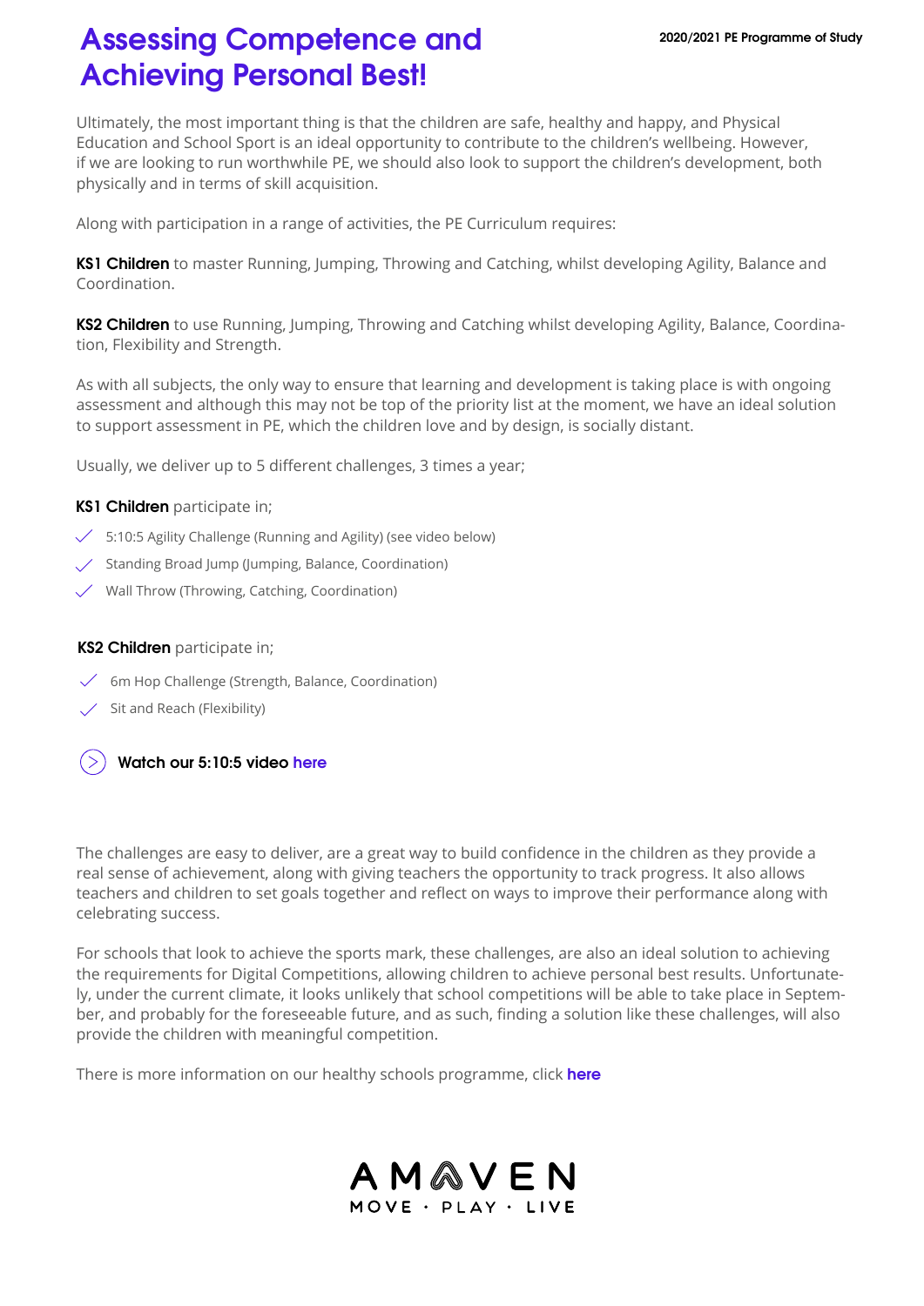# Assessing Competence and Achieving Personal Best!

Ultimately, the most important thing is that the children are safe, healthy and happy, and Physical Education and School Sport is an ideal opportunity to contribute to the children's wellbeing. However, if we are looking to run worthwhile PE, we should also look to support the children's development, both physically and in terms of skill acquisition.

Along with participation in a range of activities, the PE Curriculum requires:

**KS1 Children** to master Running, Jumping, Throwing and Catching, whilst developing Agility, Balance and Coordination.

**KS2 Children** to use Running, Jumping, Throwing and Catching whilst developing Agility, Balance, Coordination, Flexibility and Strength.

As with all subjects, the only way to ensure that learning and development is taking place is with ongoing assessment and although this may not be top of the priority list at the moment, we have an ideal solution to support assessment in PE, which the children love and by design, is socially distant.

Usually, we deliver up to 5 different challenges, 3 times a year;

**KS1 Children** participate in;

- 5:10:5 Agility Challenge (Running and Agility) (see video below)
- Standing Broad Jump (Jumping, Balance, Coordination)
- Wall Throw (Throwing, Catching, Coordination)

**KS2 Children** participate in;

- 6m Hop Challenge (Strength, Balance, Coordination)
- Sit and Reach (Flexibility)

**Watch our 5:10:5 video here**

The challenges are easy to deliver, are a great way to build confidence in the children as they provide a real sense of achievement, along with giving teachers the opportunity to track progress. It also allows teachers and children to set goals together and reflect on ways to improve their performance along with celebrating success.

For schools that look to achieve the sports mark, these challenges, are also an ideal solution to achieving the requirements for Digital Competitions, allowing children to achieve personal best results. Unfortunately, under the current climate, it looks unlikely that school competitions will be able to take place in September, and probably for the foreseeable future, and as such, finding a solution like these challenges, will also provide the children with meaningful competition.

There is more information on our healthy schools programme, click **here**

AMAVEN
MOVE · PLAY · LIVE